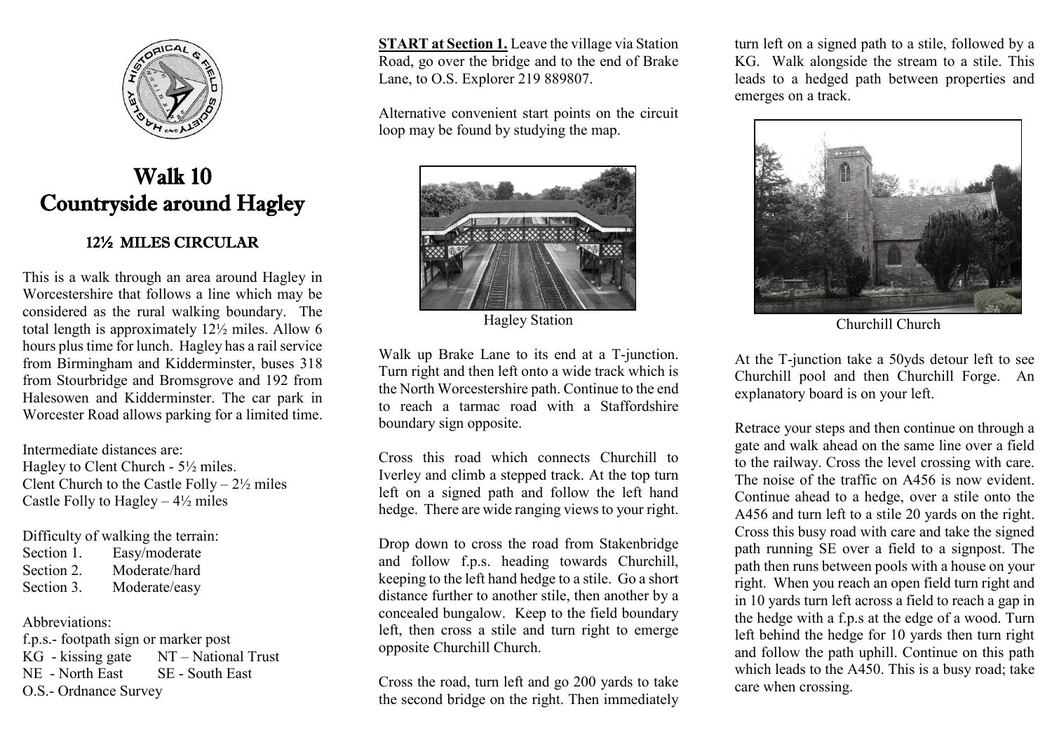# Walk 10
# Countryside around Hagley

## 12½ MILES CIRCULAR

This is a walk through an area around Hagley in Worcestershire that follows a line which may be considered as the rural walking boundary. The total length is approximately 12½ miles. Allow 6 hours plus time for lunch. Hagley has a rail service from Birmingham and Kidderminster, buses 318 from Stourbridge and Bromsgrove and 192 from Halesowen and Kidderminster. The car park in Worcester Road allows parking for a limited time.

Intermediate distances are:
Hagley to Clent Church - 5½ miles.
Clent Church to the Castle Folly – 2½ miles
Castle Folly to Hagley – 4½ miles

Difficulty of walking the terrain:

| | |
|---|---|
| Section 1. | Easy/moderate |
| Section 2. | Moderate/hard |
| Section 3. | Moderate/easy |

Abbreviations:
f.p.s.- footpath sign or marker post
KG - kissing gate     NT – National Trust
NE - North East     SE - South East
O.S.- Ordnance Survey

**START at Section 1.** Leave the village via Station Road, go over the bridge and to the end of Brake Lane, to O.S. Explorer 219 889807.

Alternative convenient start points on the circuit loop may be found by studying the map.

Hagley Station

Walk up Brake Lane to its end at a T-junction. Turn right and then left onto a wide track which is the North Worcestershire path. Continue to the end to reach a tarmac road with a Staffordshire boundary sign opposite.

Cross this road which connects Churchill to Iverley and climb a stepped track. At the top turn left on a signed path and follow the left hand hedge. There are wide ranging views to your right.

Drop down to cross the road from Stakenbridge and follow f.p.s. heading towards Churchill, keeping to the left hand hedge to a stile. Go a short distance further to another stile, then another by a concealed bungalow. Keep to the field boundary left, then cross a stile and turn right to emerge opposite Churchill Church.

Cross the road, turn left and go 200 yards to take the second bridge on the right. Then immediately turn left on a signed path to a stile, followed by a KG. Walk alongside the stream to a stile. This leads to a hedged path between properties and emerges on a track.

Churchill Church

At the T-junction take a 50yds detour left to see Churchill pool and then Churchill Forge. An explanatory board is on your left.

Retrace your steps and then continue on through a gate and walk ahead on the same line over a field to the railway. Cross the level crossing with care. The noise of the traffic on A456 is now evident. Continue ahead to a hedge, over a stile onto the A456 and turn left to a stile 20 yards on the right. Cross this busy road with care and take the signed path running SE over a field to a signpost. The path then runs between pools with a house on your right. When you reach an open field turn right and in 10 yards turn left across a field to reach a gap in the hedge with a f.p.s at the edge of a wood. Turn left behind the hedge for 10 yards then turn right and follow the path uphill. Continue on this path which leads to the A450. This is a busy road; take care when crossing.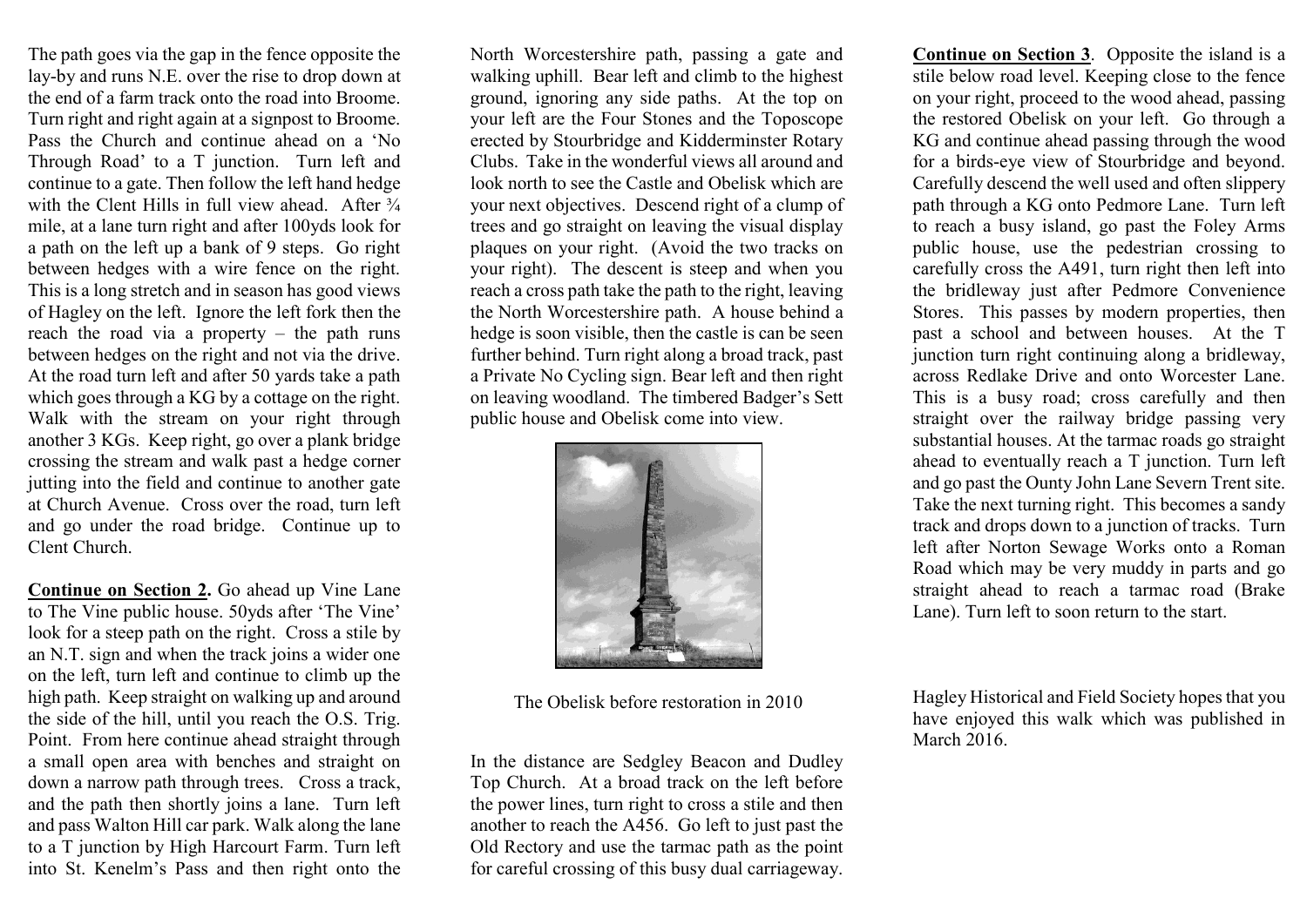The path goes via the gap in the fence opposite the lay-by and runs N.E. over the rise to drop down at the end of a farm track onto the road into Broome. Turn right and right again at a signpost to Broome. Pass the Church and continue ahead on a 'No Through Road' to a T junction. Turn left and continue to a gate. Then follow the left hand hedge with the Clent Hills in full view ahead. After ¾ mile, at a lane turn right and after 100yds look for a path on the left up a bank of 9 steps. Go right between hedges with a wire fence on the right. This is a long stretch and in season has good views of Hagley on the left. Ignore the left fork then the reach the road via a property – the path runs between hedges on the right and not via the drive. At the road turn left and after 50 yards take a path which goes through a KG by a cottage on the right. Walk with the stream on your right through another 3 KGs. Keep right, go over a plank bridge crossing the stream and walk past a hedge corner jutting into the field and continue to another gate at Church Avenue. Cross over the road, turn left and go under the road bridge. Continue up to Clent Church.

**Continue on Section 2.** Go ahead up Vine Lane to The Vine public house. 50yds after 'The Vine' look for a steep path on the right. Cross a stile by an N.T. sign and when the track joins a wider one on the left, turn left and continue to climb up the high path. Keep straight on walking up and around the side of the hill, until you reach the O.S. Trig. Point. From here continue ahead straight through a small open area with benches and straight on down a narrow path through trees. Cross a track, and the path then shortly joins a lane. Turn left and pass Walton Hill car park. Walk along the lane to a T junction by High Harcourt Farm. Turn left into St. Kenelm's Pass and then right onto the North Worcestershire path, passing a gate and walking uphill. Bear left and climb to the highest ground, ignoring any side paths. At the top on your left are the Four Stones and the Toposcope erected by Stourbridge and Kidderminster Rotary Clubs. Take in the wonderful views all around and look north to see the Castle and Obelisk which are your next objectives. Descend right of a clump of trees and go straight on leaving the visual display plaques on your right. (Avoid the two tracks on your right). The descent is steep and when you reach a cross path take the path to the right, leaving the North Worcestershire path. A house behind a hedge is soon visible, then the castle is can be seen further behind. Turn right along a broad track, past a Private No Cycling sign. Bear left and then right on leaving woodland. The timbered Badger's Sett public house and Obelisk come into view.

The Obelisk before restoration in 2010

In the distance are Sedgley Beacon and Dudley Top Church. At a broad track on the left before the power lines, turn right to cross a stile and then another to reach the A456. Go left to just past the Old Rectory and use the tarmac path as the point for careful crossing of this busy dual carriageway.

**Continue on Section 3**. Opposite the island is a stile below road level. Keeping close to the fence on your right, proceed to the wood ahead, passing the restored Obelisk on your left. Go through a KG and continue ahead passing through the wood for a birds-eye view of Stourbridge and beyond. Carefully descend the well used and often slippery path through a KG onto Pedmore Lane. Turn left to reach a busy island, go past the Foley Arms public house, use the pedestrian crossing to carefully cross the A491, turn right then left into the bridleway just after Pedmore Convenience Stores. This passes by modern properties, then past a school and between houses. At the T junction turn right continuing along a bridleway, across Redlake Drive and onto Worcester Lane. This is a busy road; cross carefully and then straight over the railway bridge passing very substantial houses. At the tarmac roads go straight ahead to eventually reach a T junction. Turn left and go past the Ounty John Lane Severn Trent site. Take the next turning right. This becomes a sandy track and drops down to a junction of tracks. Turn left after Norton Sewage Works onto a Roman Road which may be very muddy in parts and go straight ahead to reach a tarmac road (Brake Lane). Turn left to soon return to the start.

Hagley Historical and Field Society hopes that you have enjoyed this walk which was published in March 2016.